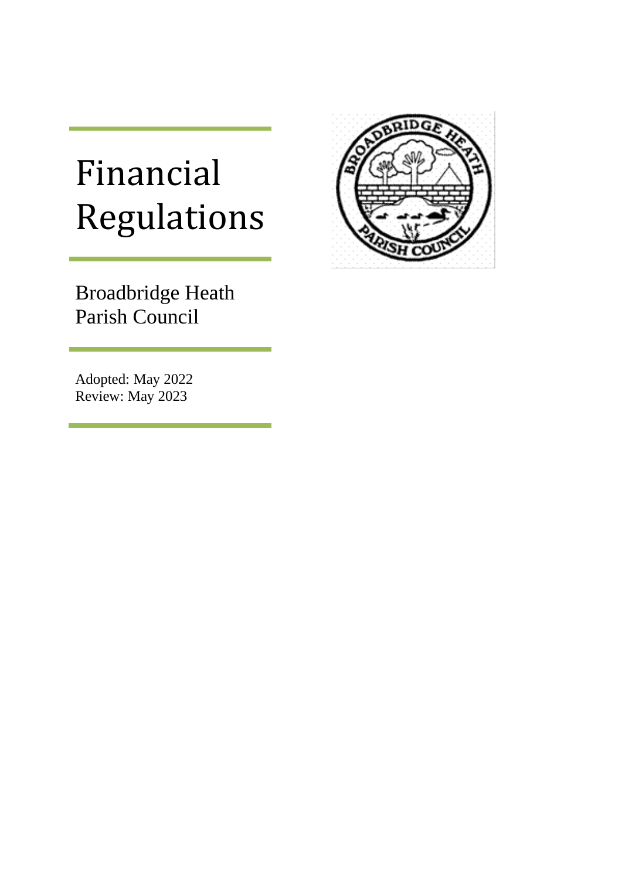# Financial Regulations

Broadbridge Heath Parish Council

Adopted: May 2022
Review: May 2023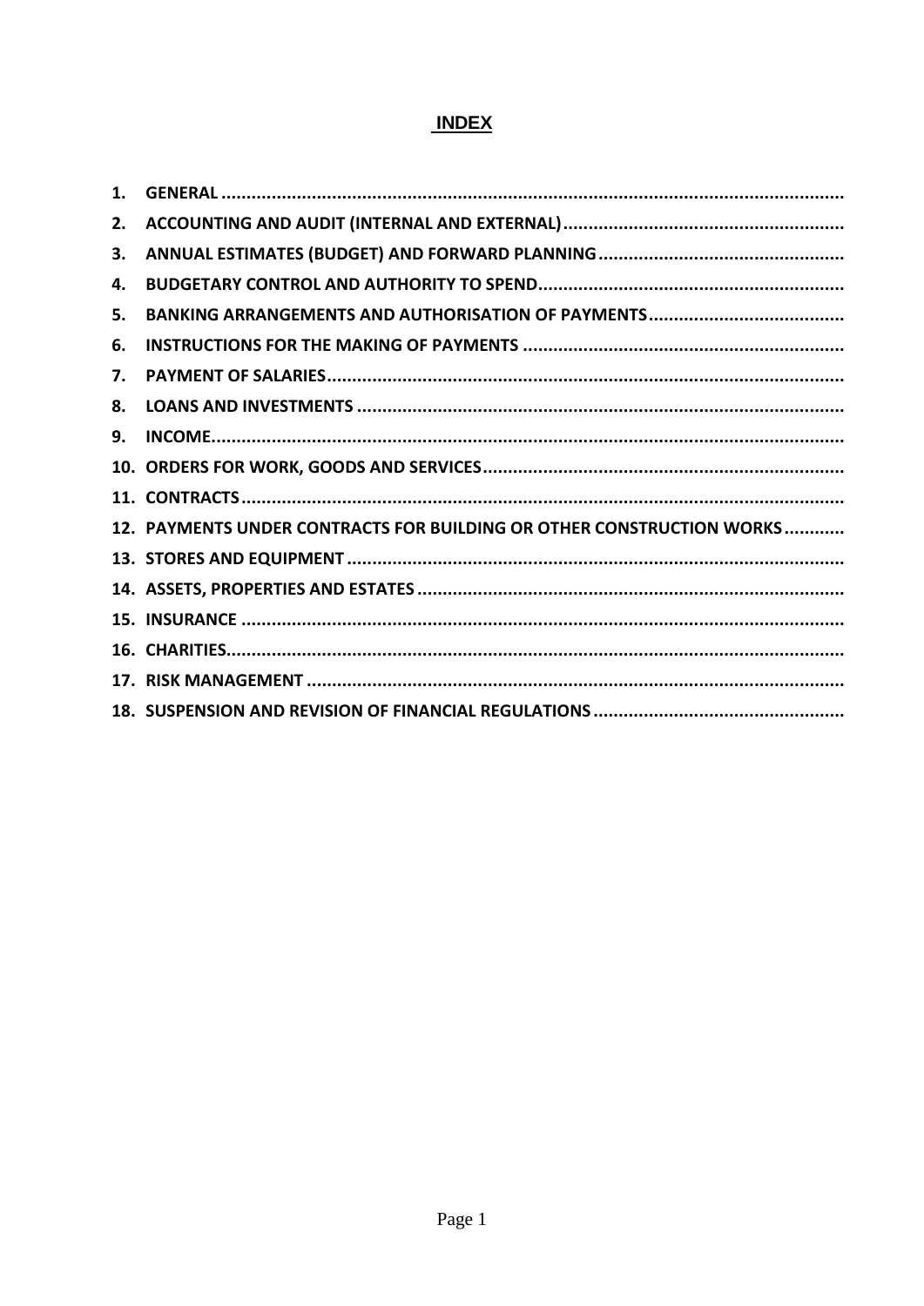# INDEX

1. **GENERAL**
2. **ACCOUNTING AND AUDIT (INTERNAL AND EXTERNAL)**
3. **ANNUAL ESTIMATES (BUDGET) AND FORWARD PLANNING**
4. **BUDGETARY CONTROL AND AUTHORITY TO SPEND**
5. **BANKING ARRANGEMENTS AND AUTHORISATION OF PAYMENTS**
6. **INSTRUCTIONS FOR THE MAKING OF PAYMENTS**
7. **PAYMENT OF SALARIES**
8. **LOANS AND INVESTMENTS**
9. **INCOME**
10. **ORDERS FOR WORK, GOODS AND SERVICES**
11. **CONTRACTS**
12. **PAYMENTS UNDER CONTRACTS FOR BUILDING OR OTHER CONSTRUCTION WORKS**
13. **STORES AND EQUIPMENT**
14. **ASSETS, PROPERTIES AND ESTATES**
15. **INSURANCE**
16. **CHARITIES**
17. **RISK MANAGEMENT**
18. **SUSPENSION AND REVISION OF FINANCIAL REGULATIONS**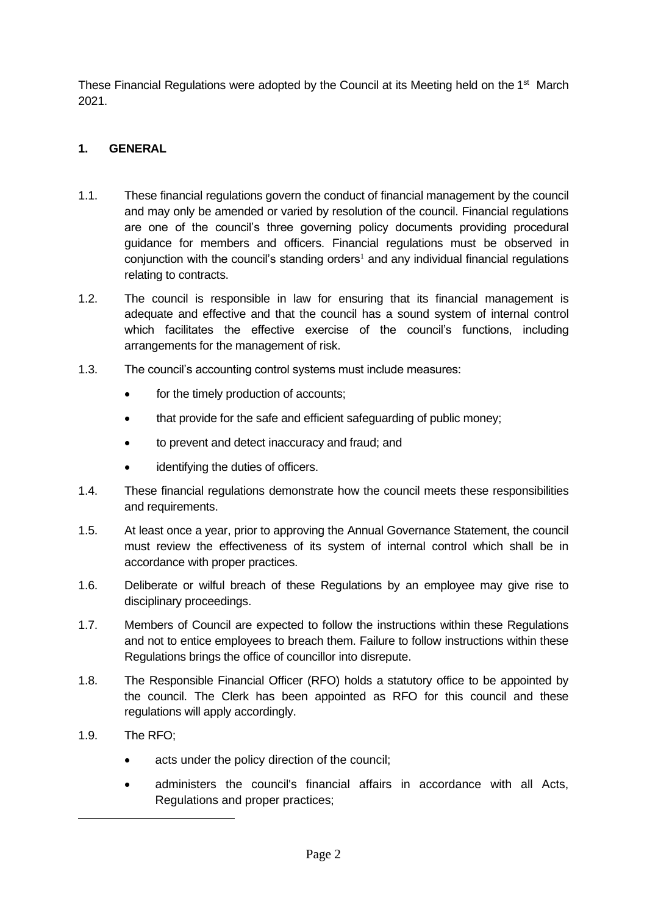These Financial Regulations were adopted by the Council at its Meeting held on the 1st March 2021.

## 1. GENERAL

1.1. These financial regulations govern the conduct of financial management by the council and may only be amended or varied by resolution of the council. Financial regulations are one of the council's three governing policy documents providing procedural guidance for members and officers. Financial regulations must be observed in conjunction with the council's standing orders[1] and any individual financial regulations relating to contracts.

1.2. The council is responsible in law for ensuring that its financial management is adequate and effective and that the council has a sound system of internal control which facilitates the effective exercise of the council's functions, including arrangements for the management of risk.

1.3. The council's accounting control systems must include measures:

- for the timely production of accounts;
- that provide for the safe and efficient safeguarding of public money;
- to prevent and detect inaccuracy and fraud; and
- identifying the duties of officers.

1.4. These financial regulations demonstrate how the council meets these responsibilities and requirements.

1.5. At least once a year, prior to approving the Annual Governance Statement, the council must review the effectiveness of its system of internal control which shall be in accordance with proper practices.

1.6. Deliberate or wilful breach of these Regulations by an employee may give rise to disciplinary proceedings.

1.7. Members of Council are expected to follow the instructions within these Regulations and not to entice employees to breach them. Failure to follow instructions within these Regulations brings the office of councillor into disrepute.

1.8. The Responsible Financial Officer (RFO) holds a statutory office to be appointed by the council. The Clerk has been appointed as RFO for this council and these regulations will apply accordingly.

1.9. The RFO;

- acts under the policy direction of the council;
- administers the council's financial affairs in accordance with all Acts, Regulations and proper practices;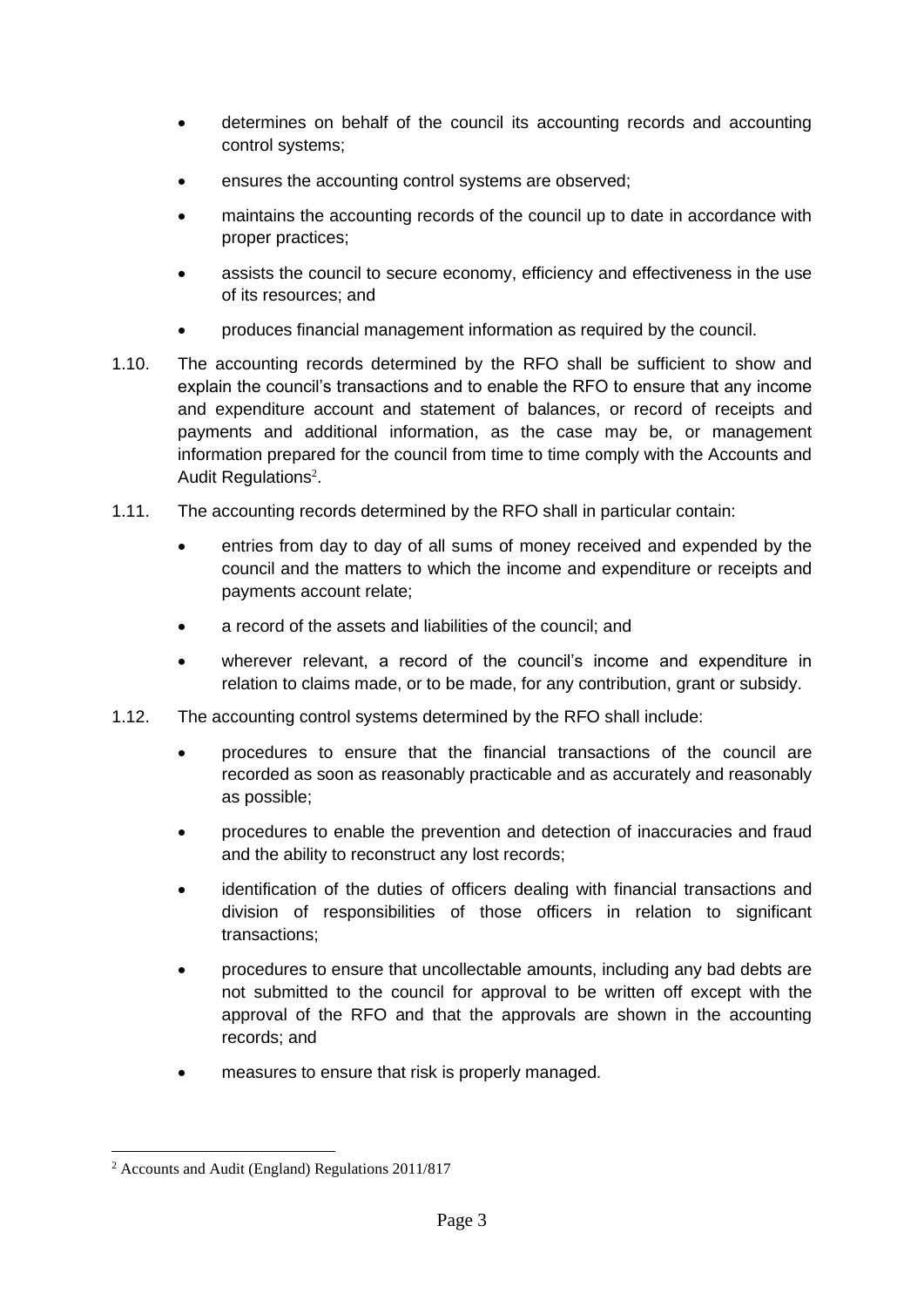- determines on behalf of the council its accounting records and accounting control systems;
- ensures the accounting control systems are observed;
- maintains the accounting records of the council up to date in accordance with proper practices;
- assists the council to secure economy, efficiency and effectiveness in the use of its resources; and
- produces financial management information as required by the council.

1.10. The accounting records determined by the RFO shall be sufficient to show and explain the council's transactions and to enable the RFO to ensure that any income and expenditure account and statement of balances, or record of receipts and payments and additional information, as the case may be, or management information prepared for the council from time to time comply with the Accounts and Audit Regulations[2].

1.11. The accounting records determined by the RFO shall in particular contain:

- entries from day to day of all sums of money received and expended by the council and the matters to which the income and expenditure or receipts and payments account relate;
- a record of the assets and liabilities of the council; and
- wherever relevant, a record of the council's income and expenditure in relation to claims made, or to be made, for any contribution, grant or subsidy.

1.12. The accounting control systems determined by the RFO shall include:

- procedures to ensure that the financial transactions of the council are recorded as soon as reasonably practicable and as accurately and reasonably as possible;
- procedures to enable the prevention and detection of inaccuracies and fraud and the ability to reconstruct any lost records;
- identification of the duties of officers dealing with financial transactions and division of responsibilities of those officers in relation to significant transactions;
- procedures to ensure that uncollectable amounts, including any bad debts are not submitted to the council for approval to be written off except with the approval of the RFO and that the approvals are shown in the accounting records; and
- measures to ensure that risk is properly managed.

---

[2] Accounts and Audit (England) Regulations 2011/817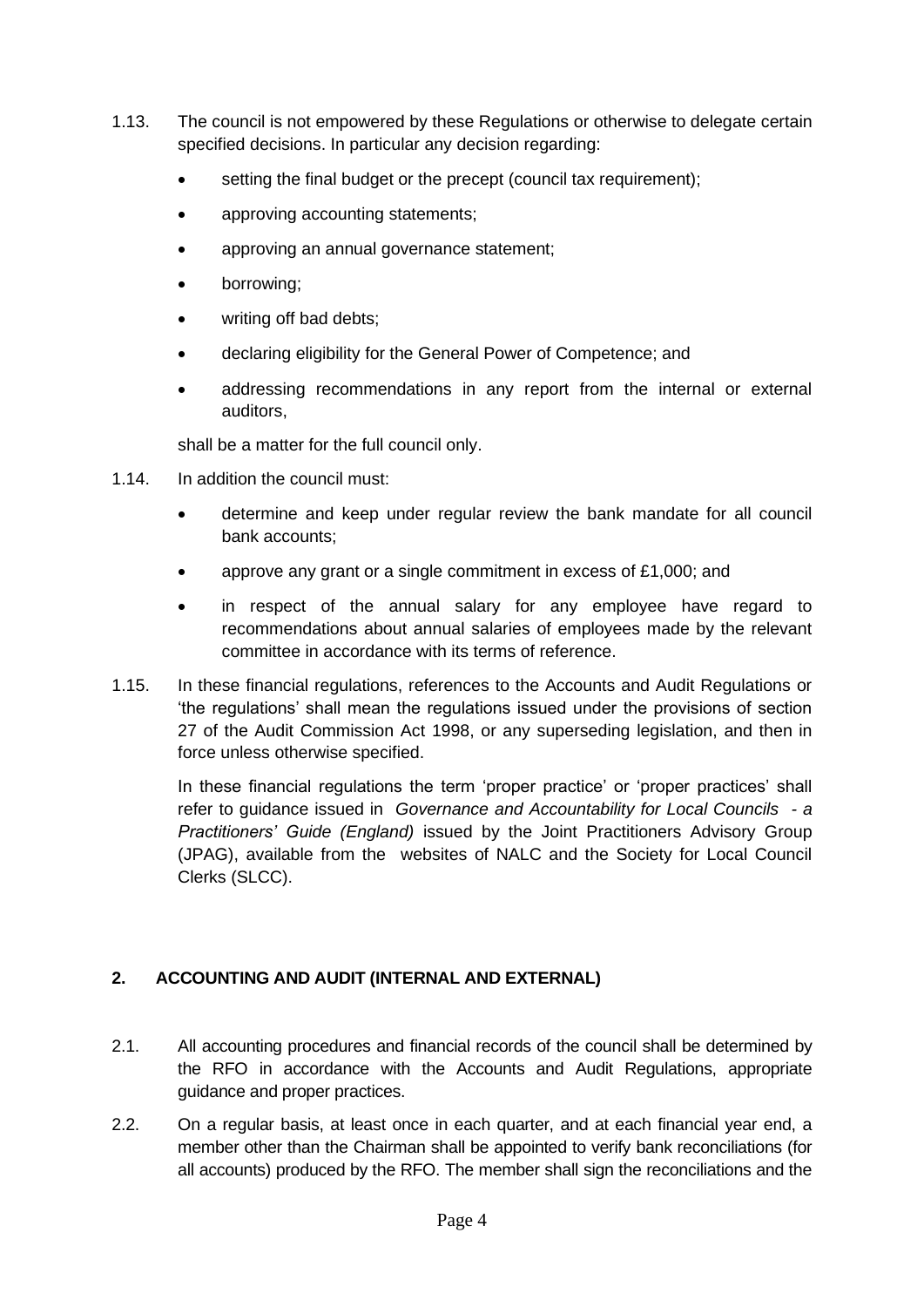1.13. The council is not empowered by these Regulations or otherwise to delegate certain specified decisions. In particular any decision regarding:

- setting the final budget or the precept (council tax requirement);
- approving accounting statements;
- approving an annual governance statement;
- borrowing;
- writing off bad debts;
- declaring eligibility for the General Power of Competence; and
- addressing recommendations in any report from the internal or external auditors,

shall be a matter for the full council only.

1.14. In addition the council must:

- determine and keep under regular review the bank mandate for all council bank accounts;
- approve any grant or a single commitment in excess of £1,000; and
- in respect of the annual salary for any employee have regard to recommendations about annual salaries of employees made by the relevant committee in accordance with its terms of reference.

1.15. In these financial regulations, references to the Accounts and Audit Regulations or 'the regulations' shall mean the regulations issued under the provisions of section 27 of the Audit Commission Act 1998, or any superseding legislation, and then in force unless otherwise specified.

In these financial regulations the term 'proper practice' or 'proper practices' shall refer to guidance issued in *Governance and Accountability for Local Councils - a Practitioners' Guide (England)* issued by the Joint Practitioners Advisory Group (JPAG), available from the websites of NALC and the Society for Local Council Clerks (SLCC).

## 2. ACCOUNTING AND AUDIT (INTERNAL AND EXTERNAL)

2.1. All accounting procedures and financial records of the council shall be determined by the RFO in accordance with the Accounts and Audit Regulations, appropriate guidance and proper practices.

2.2. On a regular basis, at least once in each quarter, and at each financial year end, a member other than the Chairman shall be appointed to verify bank reconciliations (for all accounts) produced by the RFO. The member shall sign the reconciliations and the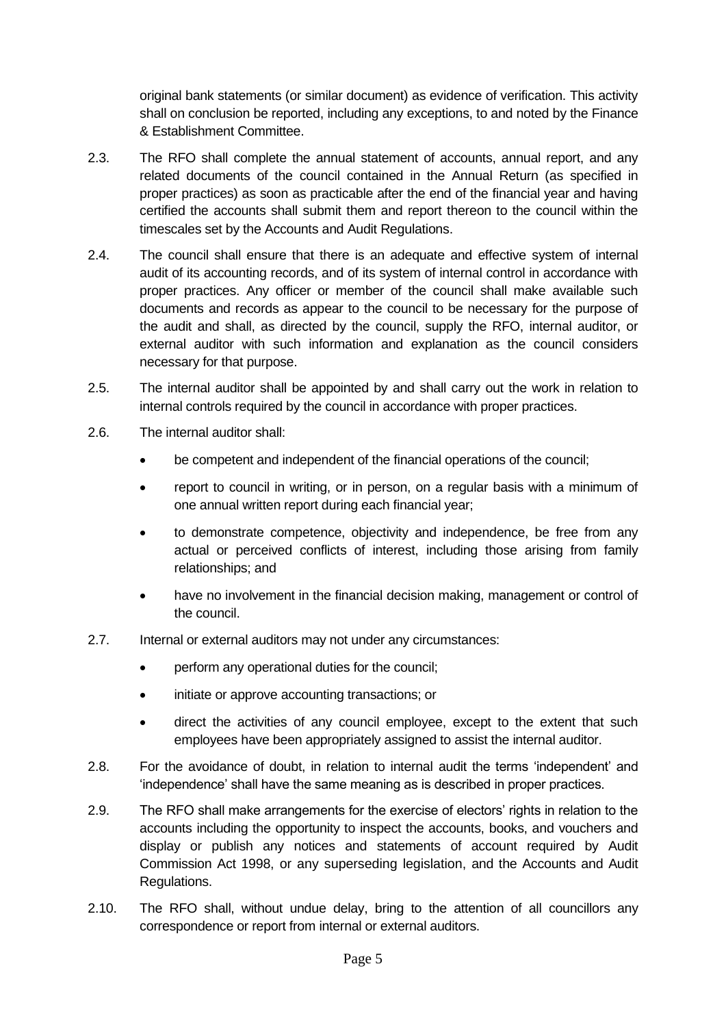original bank statements (or similar document) as evidence of verification. This activity shall on conclusion be reported, including any exceptions, to and noted by the Finance & Establishment Committee.

2.3. The RFO shall complete the annual statement of accounts, annual report, and any related documents of the council contained in the Annual Return (as specified in proper practices) as soon as practicable after the end of the financial year and having certified the accounts shall submit them and report thereon to the council within the timescales set by the Accounts and Audit Regulations.

2.4. The council shall ensure that there is an adequate and effective system of internal audit of its accounting records, and of its system of internal control in accordance with proper practices. Any officer or member of the council shall make available such documents and records as appear to the council to be necessary for the purpose of the audit and shall, as directed by the council, supply the RFO, internal auditor, or external auditor with such information and explanation as the council considers necessary for that purpose.

2.5. The internal auditor shall be appointed by and shall carry out the work in relation to internal controls required by the council in accordance with proper practices.

2.6. The internal auditor shall:

- be competent and independent of the financial operations of the council;
- report to council in writing, or in person, on a regular basis with a minimum of one annual written report during each financial year;
- to demonstrate competence, objectivity and independence, be free from any actual or perceived conflicts of interest, including those arising from family relationships; and
- have no involvement in the financial decision making, management or control of the council.

2.7. Internal or external auditors may not under any circumstances:

- perform any operational duties for the council;
- initiate or approve accounting transactions; or
- direct the activities of any council employee, except to the extent that such employees have been appropriately assigned to assist the internal auditor.

2.8. For the avoidance of doubt, in relation to internal audit the terms 'independent' and 'independence' shall have the same meaning as is described in proper practices.

2.9. The RFO shall make arrangements for the exercise of electors' rights in relation to the accounts including the opportunity to inspect the accounts, books, and vouchers and display or publish any notices and statements of account required by Audit Commission Act 1998, or any superseding legislation, and the Accounts and Audit Regulations.

2.10. The RFO shall, without undue delay, bring to the attention of all councillors any correspondence or report from internal or external auditors.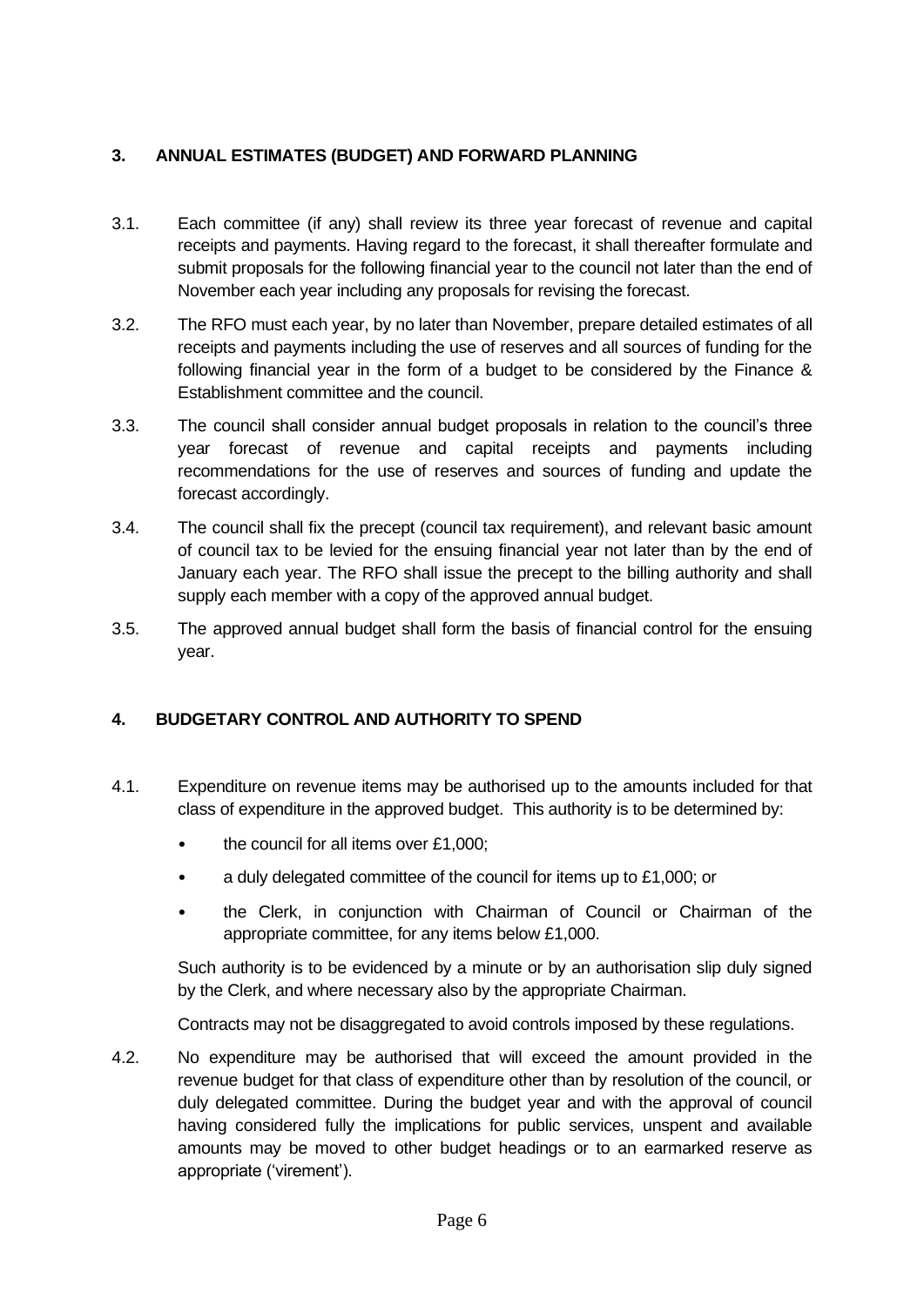## 3. ANNUAL ESTIMATES (BUDGET) AND FORWARD PLANNING

3.1. Each committee (if any) shall review its three year forecast of revenue and capital receipts and payments. Having regard to the forecast, it shall thereafter formulate and submit proposals for the following financial year to the council not later than the end of November each year including any proposals for revising the forecast.

3.2. The RFO must each year, by no later than November, prepare detailed estimates of all receipts and payments including the use of reserves and all sources of funding for the following financial year in the form of a budget to be considered by the Finance & Establishment committee and the council.

3.3. The council shall consider annual budget proposals in relation to the council's three year forecast of revenue and capital receipts and payments including recommendations for the use of reserves and sources of funding and update the forecast accordingly.

3.4. The council shall fix the precept (council tax requirement), and relevant basic amount of council tax to be levied for the ensuing financial year not later than by the end of January each year. The RFO shall issue the precept to the billing authority and shall supply each member with a copy of the approved annual budget.

3.5. The approved annual budget shall form the basis of financial control for the ensuing year.

## 4. BUDGETARY CONTROL AND AUTHORITY TO SPEND

4.1. Expenditure on revenue items may be authorised up to the amounts included for that class of expenditure in the approved budget. This authority is to be determined by:

- the council for all items over £1,000;
- a duly delegated committee of the council for items up to £1,000; or
- the Clerk, in conjunction with Chairman of Council or Chairman of the appropriate committee, for any items below £1,000.

Such authority is to be evidenced by a minute or by an authorisation slip duly signed by the Clerk, and where necessary also by the appropriate Chairman.

Contracts may not be disaggregated to avoid controls imposed by these regulations.

4.2. No expenditure may be authorised that will exceed the amount provided in the revenue budget for that class of expenditure other than by resolution of the council, or duly delegated committee. During the budget year and with the approval of council having considered fully the implications for public services, unspent and available amounts may be moved to other budget headings or to an earmarked reserve as appropriate ('virement').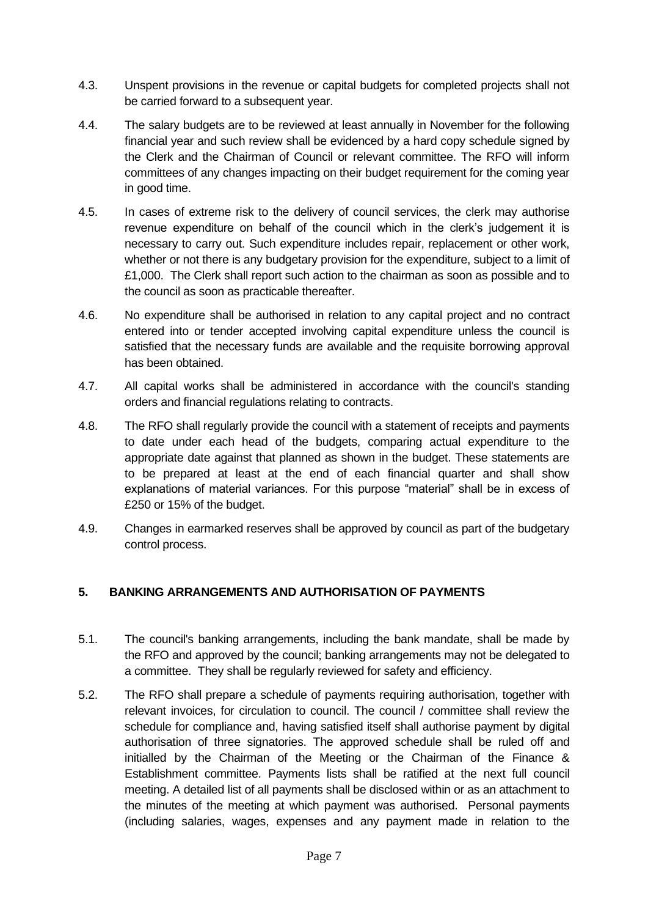4.3. Unspent provisions in the revenue or capital budgets for completed projects shall not be carried forward to a subsequent year.

4.4. The salary budgets are to be reviewed at least annually in November for the following financial year and such review shall be evidenced by a hard copy schedule signed by the Clerk and the Chairman of Council or relevant committee. The RFO will inform committees of any changes impacting on their budget requirement for the coming year in good time.

4.5. In cases of extreme risk to the delivery of council services, the clerk may authorise revenue expenditure on behalf of the council which in the clerk's judgement it is necessary to carry out. Such expenditure includes repair, replacement or other work, whether or not there is any budgetary provision for the expenditure, subject to a limit of £1,000. The Clerk shall report such action to the chairman as soon as possible and to the council as soon as practicable thereafter.

4.6. No expenditure shall be authorised in relation to any capital project and no contract entered into or tender accepted involving capital expenditure unless the council is satisfied that the necessary funds are available and the requisite borrowing approval has been obtained.

4.7. All capital works shall be administered in accordance with the council's standing orders and financial regulations relating to contracts.

4.8. The RFO shall regularly provide the council with a statement of receipts and payments to date under each head of the budgets, comparing actual expenditure to the appropriate date against that planned as shown in the budget. These statements are to be prepared at least at the end of each financial quarter and shall show explanations of material variances. For this purpose "material" shall be in excess of £250 or 15% of the budget.

4.9. Changes in earmarked reserves shall be approved by council as part of the budgetary control process.

## 5. BANKING ARRANGEMENTS AND AUTHORISATION OF PAYMENTS

5.1. The council's banking arrangements, including the bank mandate, shall be made by the RFO and approved by the council; banking arrangements may not be delegated to a committee. They shall be regularly reviewed for safety and efficiency.

5.2. The RFO shall prepare a schedule of payments requiring authorisation, together with relevant invoices, for circulation to council. The council / committee shall review the schedule for compliance and, having satisfied itself shall authorise payment by digital authorisation of three signatories. The approved schedule shall be ruled off and initialled by the Chairman of the Meeting or the Chairman of the Finance & Establishment committee. Payments lists shall be ratified at the next full council meeting. A detailed list of all payments shall be disclosed within or as an attachment to the minutes of the meeting at which payment was authorised. Personal payments (including salaries, wages, expenses and any payment made in relation to the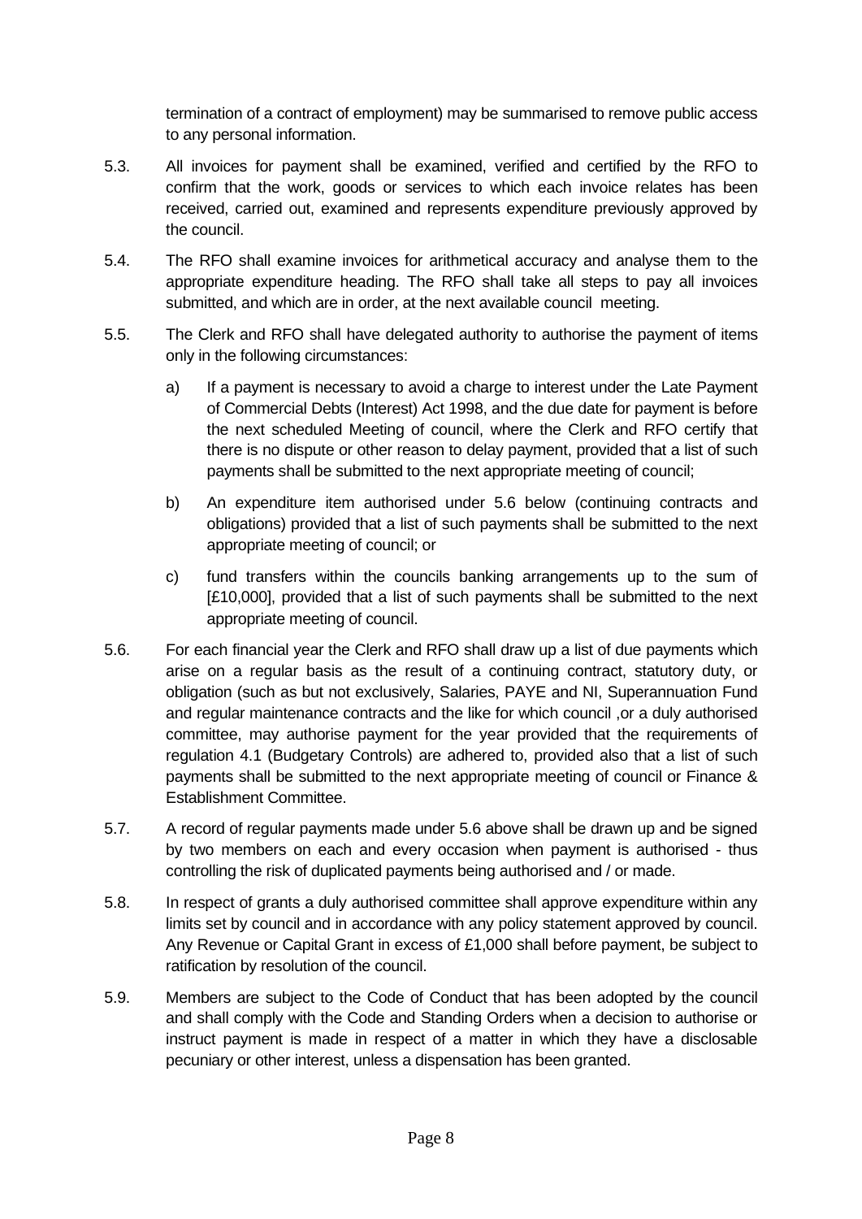termination of a contract of employment) may be summarised to remove public access to any personal information.

5.3. All invoices for payment shall be examined, verified and certified by the RFO to confirm that the work, goods or services to which each invoice relates has been received, carried out, examined and represents expenditure previously approved by the council.

5.4. The RFO shall examine invoices for arithmetical accuracy and analyse them to the appropriate expenditure heading. The RFO shall take all steps to pay all invoices submitted, and which are in order, at the next available council meeting.

5.5. The Clerk and RFO shall have delegated authority to authorise the payment of items only in the following circumstances:

a) If a payment is necessary to avoid a charge to interest under the Late Payment of Commercial Debts (Interest) Act 1998, and the due date for payment is before the next scheduled Meeting of council, where the Clerk and RFO certify that there is no dispute or other reason to delay payment, provided that a list of such payments shall be submitted to the next appropriate meeting of council;

b) An expenditure item authorised under 5.6 below (continuing contracts and obligations) provided that a list of such payments shall be submitted to the next appropriate meeting of council; or

c) fund transfers within the councils banking arrangements up to the sum of [£10,000], provided that a list of such payments shall be submitted to the next appropriate meeting of council.

5.6. For each financial year the Clerk and RFO shall draw up a list of due payments which arise on a regular basis as the result of a continuing contract, statutory duty, or obligation (such as but not exclusively, Salaries, PAYE and NI, Superannuation Fund and regular maintenance contracts and the like for which council ,or a duly authorised committee, may authorise payment for the year provided that the requirements of regulation 4.1 (Budgetary Controls) are adhered to, provided also that a list of such payments shall be submitted to the next appropriate meeting of council or Finance & Establishment Committee.

5.7. A record of regular payments made under 5.6 above shall be drawn up and be signed by two members on each and every occasion when payment is authorised - thus controlling the risk of duplicated payments being authorised and / or made.

5.8. In respect of grants a duly authorised committee shall approve expenditure within any limits set by council and in accordance with any policy statement approved by council. Any Revenue or Capital Grant in excess of £1,000 shall before payment, be subject to ratification by resolution of the council.

5.9. Members are subject to the Code of Conduct that has been adopted by the council and shall comply with the Code and Standing Orders when a decision to authorise or instruct payment is made in respect of a matter in which they have a disclosable pecuniary or other interest, unless a dispensation has been granted.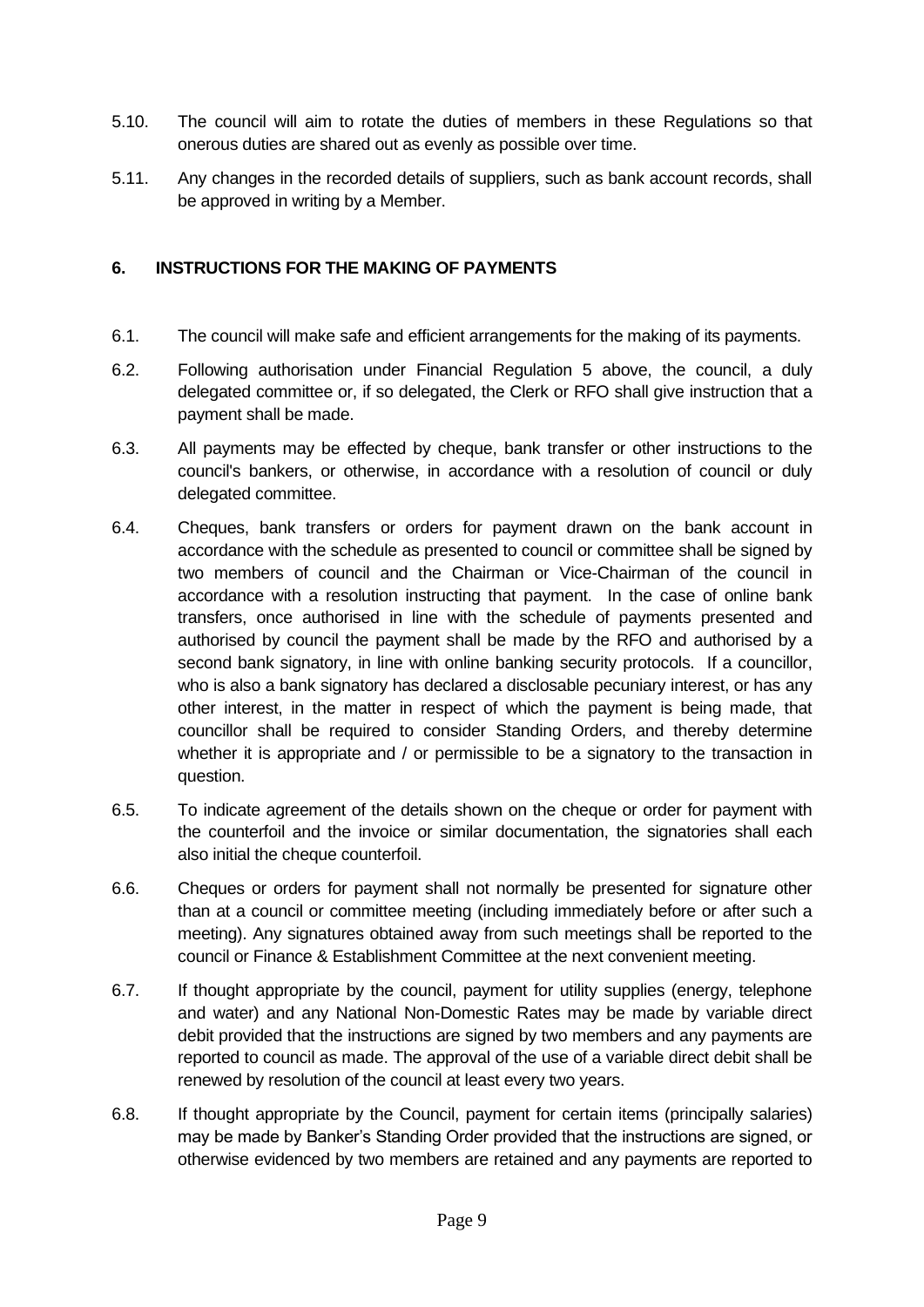5.10. The council will aim to rotate the duties of members in these Regulations so that onerous duties are shared out as evenly as possible over time.

5.11. Any changes in the recorded details of suppliers, such as bank account records, shall be approved in writing by a Member.

## 6. INSTRUCTIONS FOR THE MAKING OF PAYMENTS

6.1. The council will make safe and efficient arrangements for the making of its payments.

6.2. Following authorisation under Financial Regulation 5 above, the council, a duly delegated committee or, if so delegated, the Clerk or RFO shall give instruction that a payment shall be made.

6.3. All payments may be effected by cheque, bank transfer or other instructions to the council's bankers, or otherwise, in accordance with a resolution of council or duly delegated committee.

6.4. Cheques, bank transfers or orders for payment drawn on the bank account in accordance with the schedule as presented to council or committee shall be signed by two members of council and the Chairman or Vice-Chairman of the council in accordance with a resolution instructing that payment. In the case of online bank transfers, once authorised in line with the schedule of payments presented and authorised by council the payment shall be made by the RFO and authorised by a second bank signatory, in line with online banking security protocols. If a councillor, who is also a bank signatory has declared a disclosable pecuniary interest, or has any other interest, in the matter in respect of which the payment is being made, that councillor shall be required to consider Standing Orders, and thereby determine whether it is appropriate and / or permissible to be a signatory to the transaction in question.

6.5. To indicate agreement of the details shown on the cheque or order for payment with the counterfoil and the invoice or similar documentation, the signatories shall each also initial the cheque counterfoil.

6.6. Cheques or orders for payment shall not normally be presented for signature other than at a council or committee meeting (including immediately before or after such a meeting). Any signatures obtained away from such meetings shall be reported to the council or Finance & Establishment Committee at the next convenient meeting.

6.7. If thought appropriate by the council, payment for utility supplies (energy, telephone and water) and any National Non-Domestic Rates may be made by variable direct debit provided that the instructions are signed by two members and any payments are reported to council as made. The approval of the use of a variable direct debit shall be renewed by resolution of the council at least every two years.

6.8. If thought appropriate by the Council, payment for certain items (principally salaries) may be made by Banker's Standing Order provided that the instructions are signed, or otherwise evidenced by two members are retained and any payments are reported to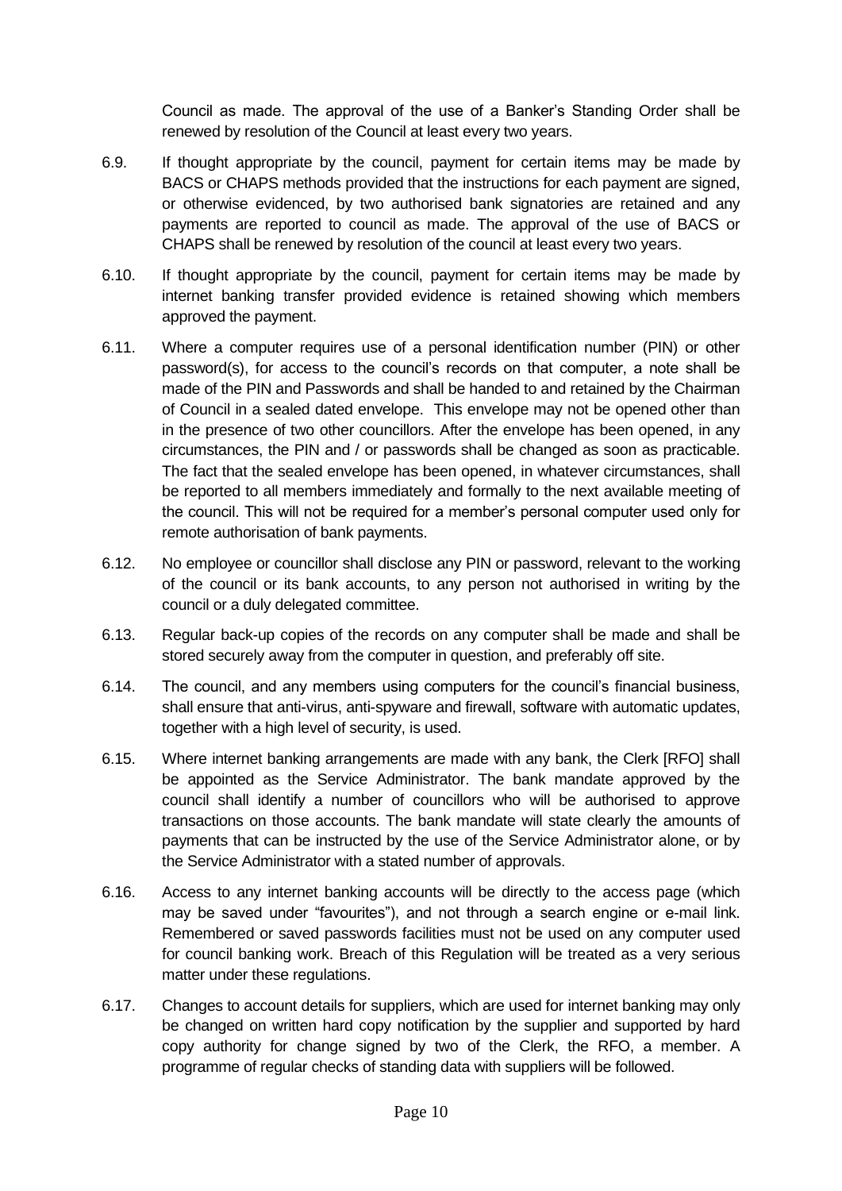Council as made. The approval of the use of a Banker's Standing Order shall be renewed by resolution of the Council at least every two years.

6.9. If thought appropriate by the council, payment for certain items may be made by BACS or CHAPS methods provided that the instructions for each payment are signed, or otherwise evidenced, by two authorised bank signatories are retained and any payments are reported to council as made. The approval of the use of BACS or CHAPS shall be renewed by resolution of the council at least every two years.

6.10. If thought appropriate by the council, payment for certain items may be made by internet banking transfer provided evidence is retained showing which members approved the payment.

6.11. Where a computer requires use of a personal identification number (PIN) or other password(s), for access to the council's records on that computer, a note shall be made of the PIN and Passwords and shall be handed to and retained by the Chairman of Council in a sealed dated envelope. This envelope may not be opened other than in the presence of two other councillors. After the envelope has been opened, in any circumstances, the PIN and / or passwords shall be changed as soon as practicable. The fact that the sealed envelope has been opened, in whatever circumstances, shall be reported to all members immediately and formally to the next available meeting of the council. This will not be required for a member's personal computer used only for remote authorisation of bank payments.

6.12. No employee or councillor shall disclose any PIN or password, relevant to the working of the council or its bank accounts, to any person not authorised in writing by the council or a duly delegated committee.

6.13. Regular back-up copies of the records on any computer shall be made and shall be stored securely away from the computer in question, and preferably off site.

6.14. The council, and any members using computers for the council's financial business, shall ensure that anti-virus, anti-spyware and firewall, software with automatic updates, together with a high level of security, is used.

6.15. Where internet banking arrangements are made with any bank, the Clerk [RFO] shall be appointed as the Service Administrator. The bank mandate approved by the council shall identify a number of councillors who will be authorised to approve transactions on those accounts. The bank mandate will state clearly the amounts of payments that can be instructed by the use of the Service Administrator alone, or by the Service Administrator with a stated number of approvals.

6.16. Access to any internet banking accounts will be directly to the access page (which may be saved under "favourites"), and not through a search engine or e-mail link. Remembered or saved passwords facilities must not be used on any computer used for council banking work. Breach of this Regulation will be treated as a very serious matter under these regulations.

6.17. Changes to account details for suppliers, which are used for internet banking may only be changed on written hard copy notification by the supplier and supported by hard copy authority for change signed by two of the Clerk, the RFO, a member. A programme of regular checks of standing data with suppliers will be followed.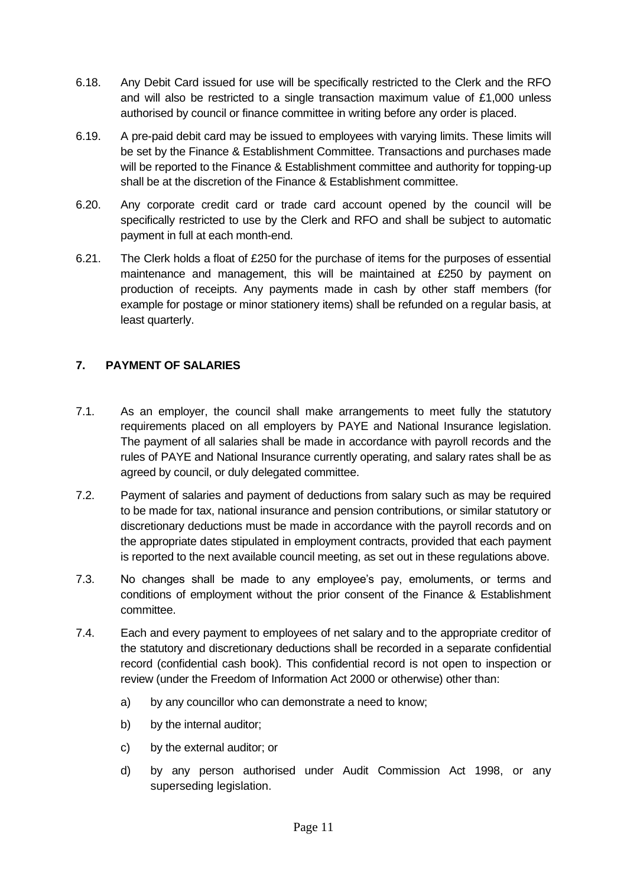6.18. Any Debit Card issued for use will be specifically restricted to the Clerk and the RFO and will also be restricted to a single transaction maximum value of £1,000 unless authorised by council or finance committee in writing before any order is placed.

6.19. A pre-paid debit card may be issued to employees with varying limits. These limits will be set by the Finance & Establishment Committee. Transactions and purchases made will be reported to the Finance & Establishment committee and authority for topping-up shall be at the discretion of the Finance & Establishment committee.

6.20. Any corporate credit card or trade card account opened by the council will be specifically restricted to use by the Clerk and RFO and shall be subject to automatic payment in full at each month-end.

6.21. The Clerk holds a float of £250 for the purchase of items for the purposes of essential maintenance and management, this will be maintained at £250 by payment on production of receipts. Any payments made in cash by other staff members (for example for postage or minor stationery items) shall be refunded on a regular basis, at least quarterly.

## 7. PAYMENT OF SALARIES

7.1. As an employer, the council shall make arrangements to meet fully the statutory requirements placed on all employers by PAYE and National Insurance legislation. The payment of all salaries shall be made in accordance with payroll records and the rules of PAYE and National Insurance currently operating, and salary rates shall be as agreed by council, or duly delegated committee.

7.2. Payment of salaries and payment of deductions from salary such as may be required to be made for tax, national insurance and pension contributions, or similar statutory or discretionary deductions must be made in accordance with the payroll records and on the appropriate dates stipulated in employment contracts, provided that each payment is reported to the next available council meeting, as set out in these regulations above.

7.3. No changes shall be made to any employee's pay, emoluments, or terms and conditions of employment without the prior consent of the Finance & Establishment committee.

7.4. Each and every payment to employees of net salary and to the appropriate creditor of the statutory and discretionary deductions shall be recorded in a separate confidential record (confidential cash book). This confidential record is not open to inspection or review (under the Freedom of Information Act 2000 or otherwise) other than:

a) by any councillor who can demonstrate a need to know;

b) by the internal auditor;

c) by the external auditor; or

d) by any person authorised under Audit Commission Act 1998, or any superseding legislation.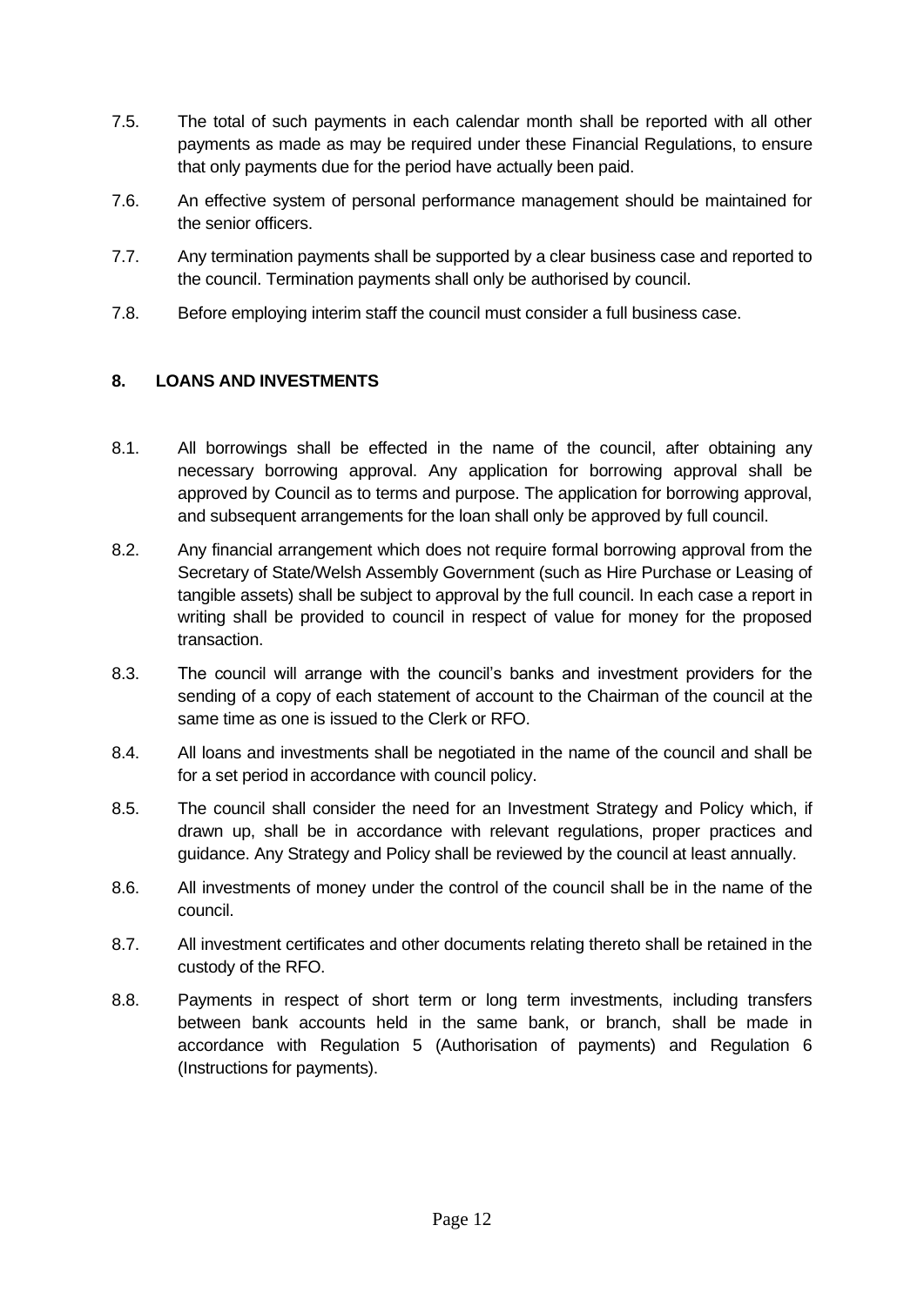7.5. The total of such payments in each calendar month shall be reported with all other payments as made as may be required under these Financial Regulations, to ensure that only payments due for the period have actually been paid.

7.6. An effective system of personal performance management should be maintained for the senior officers.

7.7. Any termination payments shall be supported by a clear business case and reported to the council. Termination payments shall only be authorised by council.

7.8. Before employing interim staff the council must consider a full business case.

## 8. LOANS AND INVESTMENTS

8.1. All borrowings shall be effected in the name of the council, after obtaining any necessary borrowing approval. Any application for borrowing approval shall be approved by Council as to terms and purpose. The application for borrowing approval, and subsequent arrangements for the loan shall only be approved by full council.

8.2. Any financial arrangement which does not require formal borrowing approval from the Secretary of State/Welsh Assembly Government (such as Hire Purchase or Leasing of tangible assets) shall be subject to approval by the full council. In each case a report in writing shall be provided to council in respect of value for money for the proposed transaction.

8.3. The council will arrange with the council's banks and investment providers for the sending of a copy of each statement of account to the Chairman of the council at the same time as one is issued to the Clerk or RFO.

8.4. All loans and investments shall be negotiated in the name of the council and shall be for a set period in accordance with council policy.

8.5. The council shall consider the need for an Investment Strategy and Policy which, if drawn up, shall be in accordance with relevant regulations, proper practices and guidance. Any Strategy and Policy shall be reviewed by the council at least annually.

8.6. All investments of money under the control of the council shall be in the name of the council.

8.7. All investment certificates and other documents relating thereto shall be retained in the custody of the RFO.

8.8. Payments in respect of short term or long term investments, including transfers between bank accounts held in the same bank, or branch, shall be made in accordance with Regulation 5 (Authorisation of payments) and Regulation 6 (Instructions for payments).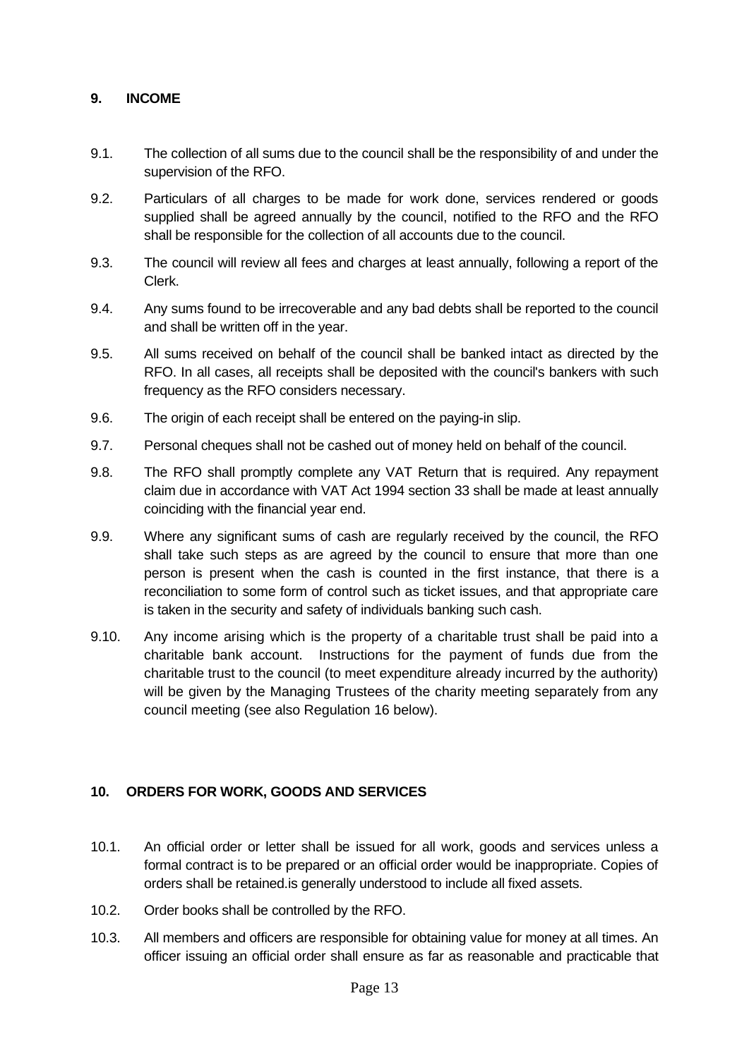## 9. INCOME

9.1. The collection of all sums due to the council shall be the responsibility of and under the supervision of the RFO.

9.2. Particulars of all charges to be made for work done, services rendered or goods supplied shall be agreed annually by the council, notified to the RFO and the RFO shall be responsible for the collection of all accounts due to the council.

9.3. The council will review all fees and charges at least annually, following a report of the Clerk.

9.4. Any sums found to be irrecoverable and any bad debts shall be reported to the council and shall be written off in the year.

9.5. All sums received on behalf of the council shall be banked intact as directed by the RFO. In all cases, all receipts shall be deposited with the council's bankers with such frequency as the RFO considers necessary.

9.6. The origin of each receipt shall be entered on the paying-in slip.

9.7. Personal cheques shall not be cashed out of money held on behalf of the council.

9.8. The RFO shall promptly complete any VAT Return that is required. Any repayment claim due in accordance with VAT Act 1994 section 33 shall be made at least annually coinciding with the financial year end.

9.9. Where any significant sums of cash are regularly received by the council, the RFO shall take such steps as are agreed by the council to ensure that more than one person is present when the cash is counted in the first instance, that there is a reconciliation to some form of control such as ticket issues, and that appropriate care is taken in the security and safety of individuals banking such cash.

9.10. Any income arising which is the property of a charitable trust shall be paid into a charitable bank account. Instructions for the payment of funds due from the charitable trust to the council (to meet expenditure already incurred by the authority) will be given by the Managing Trustees of the charity meeting separately from any council meeting (see also Regulation 16 below).

## 10. ORDERS FOR WORK, GOODS AND SERVICES

10.1. An official order or letter shall be issued for all work, goods and services unless a formal contract is to be prepared or an official order would be inappropriate. Copies of orders shall be retained.is generally understood to include all fixed assets.

10.2. Order books shall be controlled by the RFO.

10.3. All members and officers are responsible for obtaining value for money at all times. An officer issuing an official order shall ensure as far as reasonable and practicable that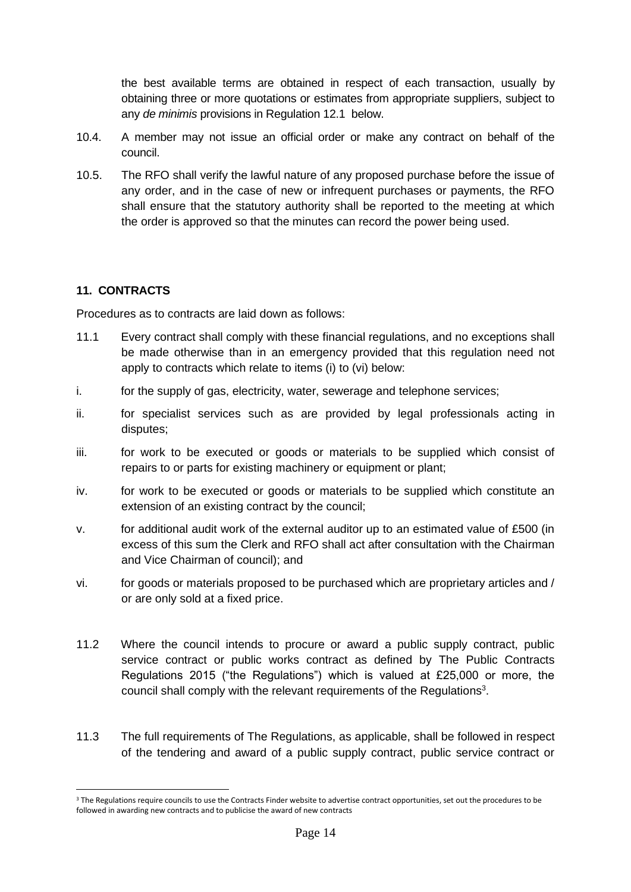the best available terms are obtained in respect of each transaction, usually by obtaining three or more quotations or estimates from appropriate suppliers, subject to any *de minimis* provisions in Regulation 12.1 below.

10.4. A member may not issue an official order or make any contract on behalf of the council.

10.5. The RFO shall verify the lawful nature of any proposed purchase before the issue of any order, and in the case of new or infrequent purchases or payments, the RFO shall ensure that the statutory authority shall be reported to the meeting at which the order is approved so that the minutes can record the power being used.

**11. CONTRACTS**

Procedures as to contracts are laid down as follows:

11.1 Every contract shall comply with these financial regulations, and no exceptions shall be made otherwise than in an emergency provided that this regulation need not apply to contracts which relate to items (i) to (vi) below:

i. for the supply of gas, electricity, water, sewerage and telephone services;

ii. for specialist services such as are provided by legal professionals acting in disputes;

iii. for work to be executed or goods or materials to be supplied which consist of repairs to or parts for existing machinery or equipment or plant;

iv. for work to be executed or goods or materials to be supplied which constitute an extension of an existing contract by the council;

v. for additional audit work of the external auditor up to an estimated value of £500 (in excess of this sum the Clerk and RFO shall act after consultation with the Chairman and Vice Chairman of council); and

vi. for goods or materials proposed to be purchased which are proprietary articles and / or are only sold at a fixed price.

11.2 Where the council intends to procure or award a public supply contract, public service contract or public works contract as defined by The Public Contracts Regulations 2015 ("the Regulations") which is valued at £25,000 or more, the council shall comply with the relevant requirements of the Regulations[3].

11.3 The full requirements of The Regulations, as applicable, shall be followed in respect of the tendering and award of a public supply contract, public service contract or

[3] The Regulations require councils to use the Contracts Finder website to advertise contract opportunities, set out the procedures to be followed in awarding new contracts and to publicise the award of new contracts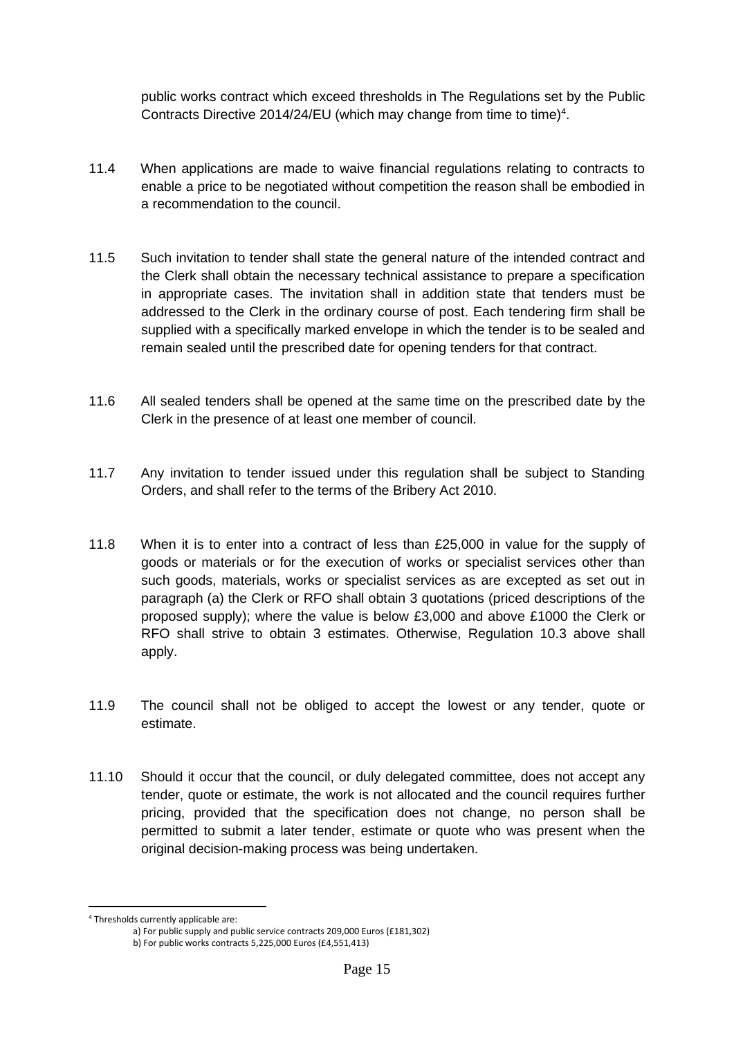public works contract which exceed thresholds in The Regulations set by the Public Contracts Directive 2014/24/EU (which may change from time to time)[4].

11.4 When applications are made to waive financial regulations relating to contracts to enable a price to be negotiated without competition the reason shall be embodied in a recommendation to the council.

11.5 Such invitation to tender shall state the general nature of the intended contract and the Clerk shall obtain the necessary technical assistance to prepare a specification in appropriate cases. The invitation shall in addition state that tenders must be addressed to the Clerk in the ordinary course of post. Each tendering firm shall be supplied with a specifically marked envelope in which the tender is to be sealed and remain sealed until the prescribed date for opening tenders for that contract.

11.6 All sealed tenders shall be opened at the same time on the prescribed date by the Clerk in the presence of at least one member of council.

11.7 Any invitation to tender issued under this regulation shall be subject to Standing Orders, and shall refer to the terms of the Bribery Act 2010.

11.8 When it is to enter into a contract of less than £25,000 in value for the supply of goods or materials or for the execution of works or specialist services other than such goods, materials, works or specialist services as are excepted as set out in paragraph (a) the Clerk or RFO shall obtain 3 quotations (priced descriptions of the proposed supply); where the value is below £3,000 and above £1000 the Clerk or RFO shall strive to obtain 3 estimates. Otherwise, Regulation 10.3 above shall apply.

11.9 The council shall not be obliged to accept the lowest or any tender, quote or estimate.

11.10 Should it occur that the council, or duly delegated committee, does not accept any tender, quote or estimate, the work is not allocated and the council requires further pricing, provided that the specification does not change, no person shall be permitted to submit a later tender, estimate or quote who was present when the original decision-making process was being undertaken.

---

[4] Thresholds currently applicable are:

a) For public supply and public service contracts 209,000 Euros (£181,302)

b) For public works contracts 5,225,000 Euros (£4,551,413)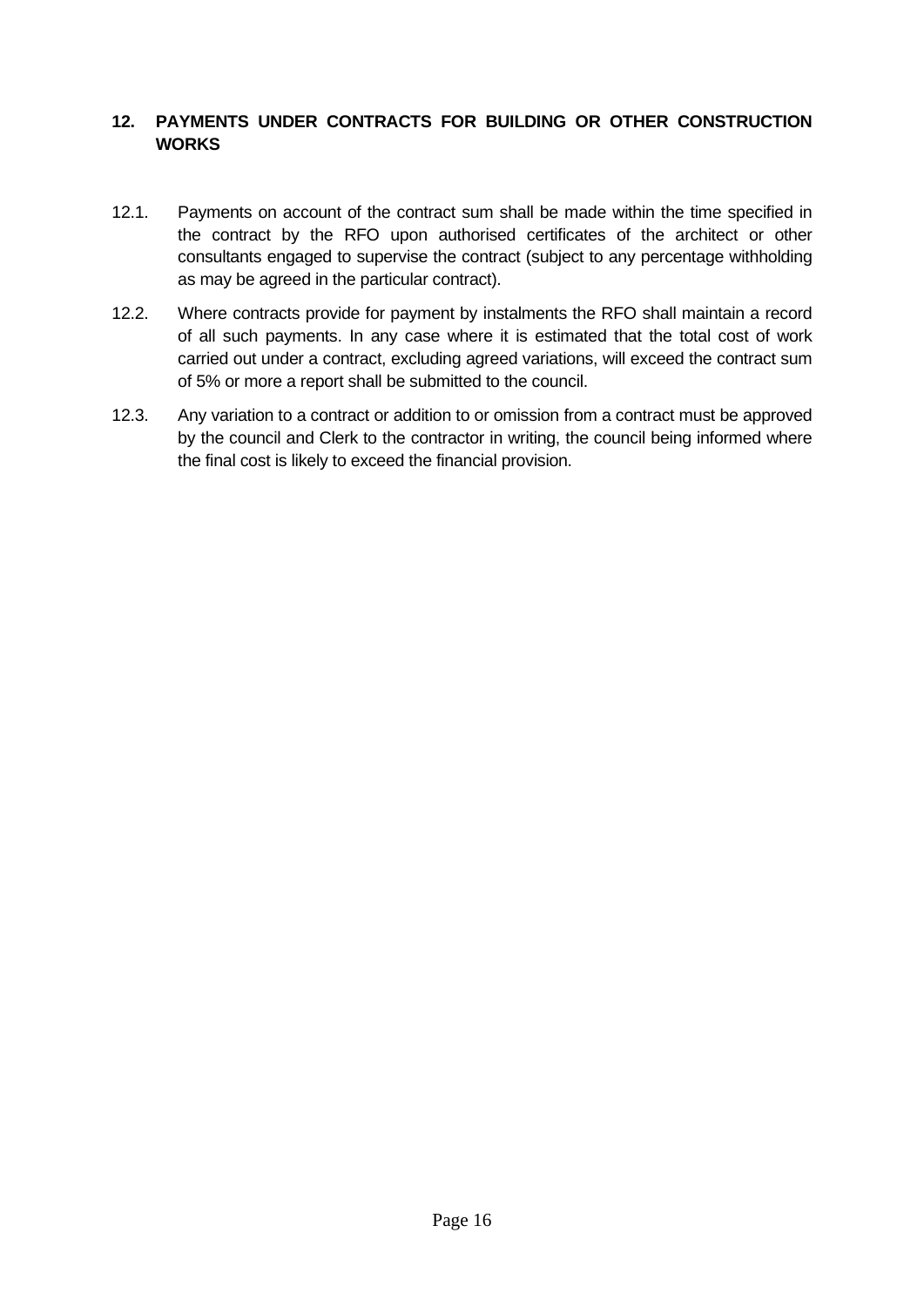## 12. PAYMENTS UNDER CONTRACTS FOR BUILDING OR OTHER CONSTRUCTION WORKS

12.1. Payments on account of the contract sum shall be made within the time specified in the contract by the RFO upon authorised certificates of the architect or other consultants engaged to supervise the contract (subject to any percentage withholding as may be agreed in the particular contract).

12.2. Where contracts provide for payment by instalments the RFO shall maintain a record of all such payments. In any case where it is estimated that the total cost of work carried out under a contract, excluding agreed variations, will exceed the contract sum of 5% or more a report shall be submitted to the council.

12.3. Any variation to a contract or addition to or omission from a contract must be approved by the council and Clerk to the contractor in writing, the council being informed where the final cost is likely to exceed the financial provision.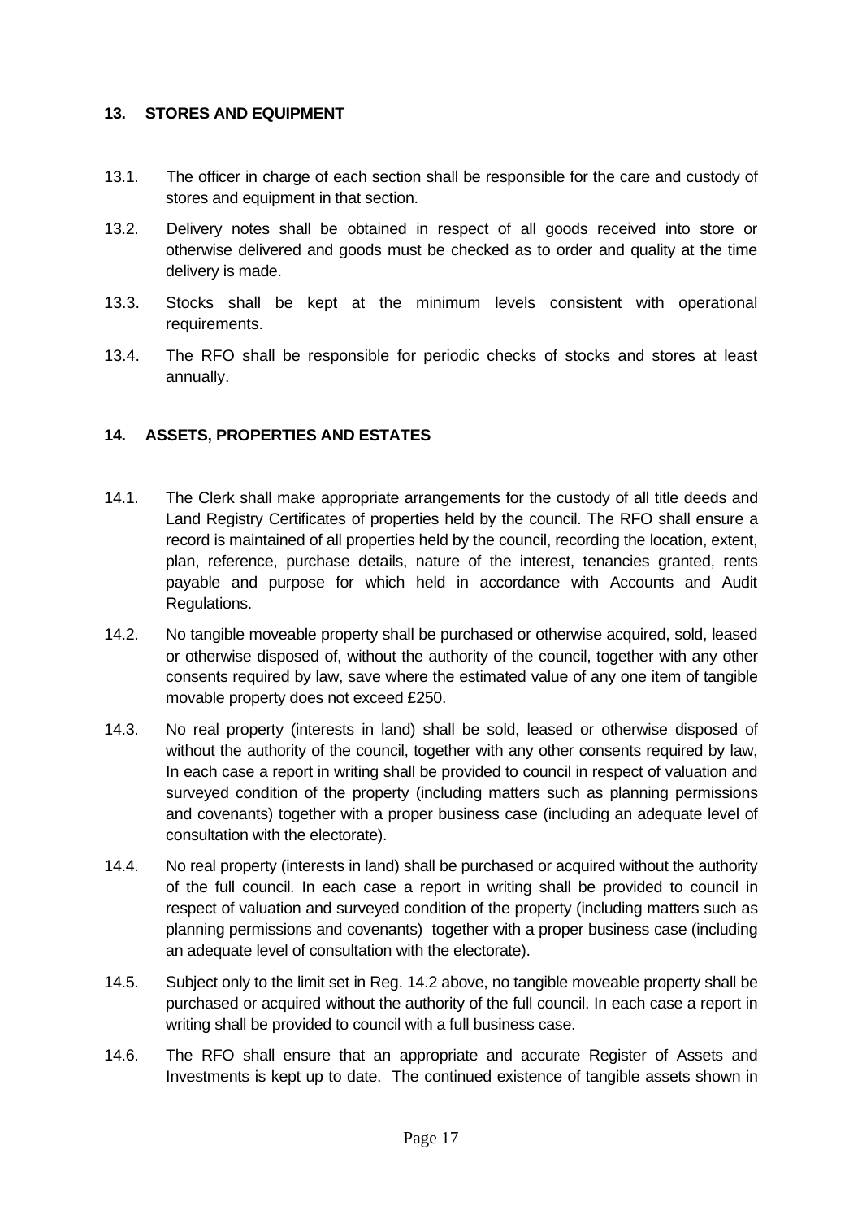## 13. STORES AND EQUIPMENT

13.1. The officer in charge of each section shall be responsible for the care and custody of stores and equipment in that section.

13.2. Delivery notes shall be obtained in respect of all goods received into store or otherwise delivered and goods must be checked as to order and quality at the time delivery is made.

13.3. Stocks shall be kept at the minimum levels consistent with operational requirements.

13.4. The RFO shall be responsible for periodic checks of stocks and stores at least annually.

## 14. ASSETS, PROPERTIES AND ESTATES

14.1. The Clerk shall make appropriate arrangements for the custody of all title deeds and Land Registry Certificates of properties held by the council. The RFO shall ensure a record is maintained of all properties held by the council, recording the location, extent, plan, reference, purchase details, nature of the interest, tenancies granted, rents payable and purpose for which held in accordance with Accounts and Audit Regulations.

14.2. No tangible moveable property shall be purchased or otherwise acquired, sold, leased or otherwise disposed of, without the authority of the council, together with any other consents required by law, save where the estimated value of any one item of tangible movable property does not exceed £250.

14.3. No real property (interests in land) shall be sold, leased or otherwise disposed of without the authority of the council, together with any other consents required by law, In each case a report in writing shall be provided to council in respect of valuation and surveyed condition of the property (including matters such as planning permissions and covenants) together with a proper business case (including an adequate level of consultation with the electorate).

14.4. No real property (interests in land) shall be purchased or acquired without the authority of the full council. In each case a report in writing shall be provided to council in respect of valuation and surveyed condition of the property (including matters such as planning permissions and covenants) together with a proper business case (including an adequate level of consultation with the electorate).

14.5. Subject only to the limit set in Reg. 14.2 above, no tangible moveable property shall be purchased or acquired without the authority of the full council. In each case a report in writing shall be provided to council with a full business case.

14.6. The RFO shall ensure that an appropriate and accurate Register of Assets and Investments is kept up to date. The continued existence of tangible assets shown in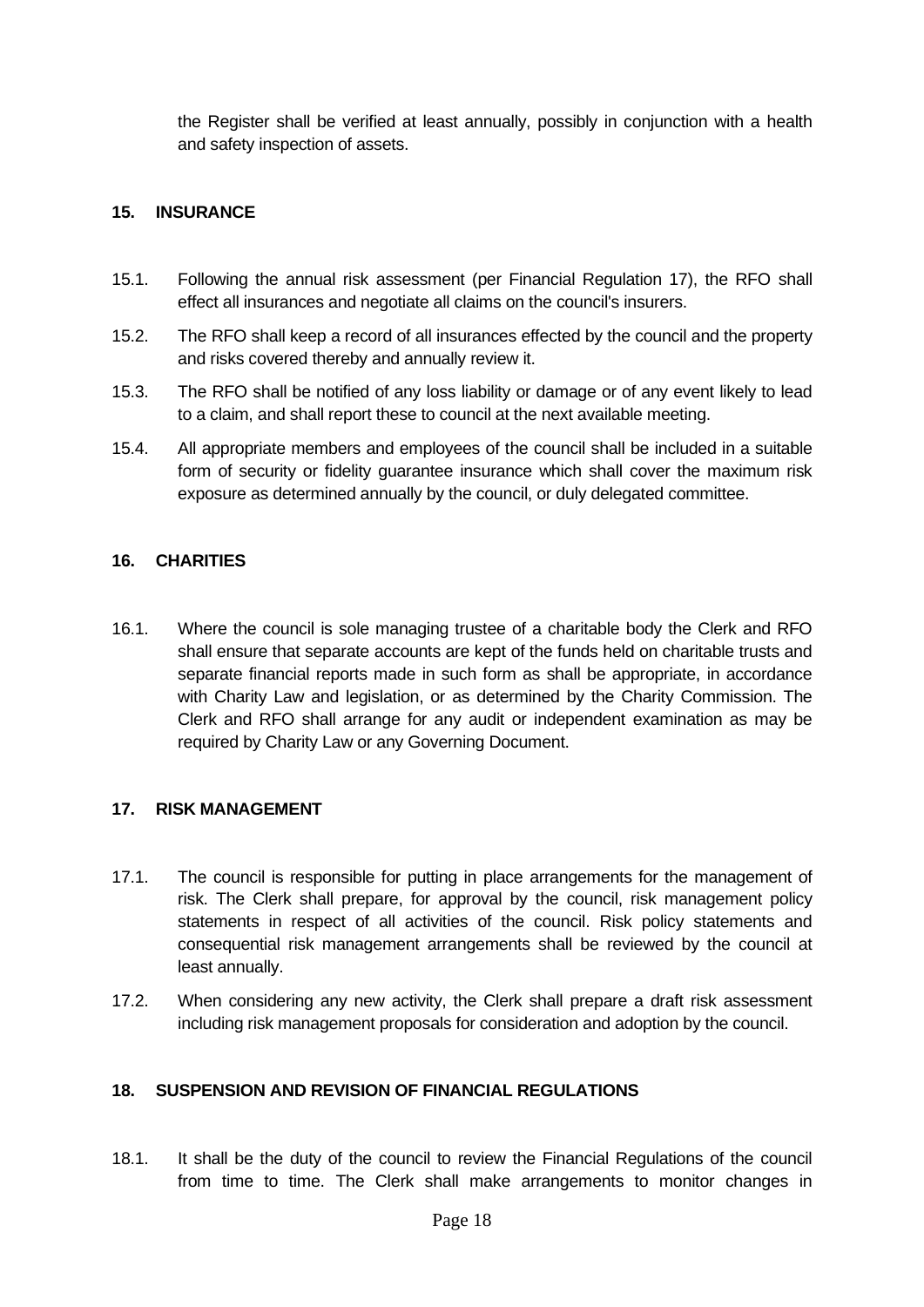the Register shall be verified at least annually, possibly in conjunction with a health and safety inspection of assets.

## 15. INSURANCE

15.1. Following the annual risk assessment (per Financial Regulation 17), the RFO shall effect all insurances and negotiate all claims on the council's insurers.

15.2. The RFO shall keep a record of all insurances effected by the council and the property and risks covered thereby and annually review it.

15.3. The RFO shall be notified of any loss liability or damage or of any event likely to lead to a claim, and shall report these to council at the next available meeting.

15.4. All appropriate members and employees of the council shall be included in a suitable form of security or fidelity guarantee insurance which shall cover the maximum risk exposure as determined annually by the council, or duly delegated committee.

## 16. CHARITIES

16.1. Where the council is sole managing trustee of a charitable body the Clerk and RFO shall ensure that separate accounts are kept of the funds held on charitable trusts and separate financial reports made in such form as shall be appropriate, in accordance with Charity Law and legislation, or as determined by the Charity Commission. The Clerk and RFO shall arrange for any audit or independent examination as may be required by Charity Law or any Governing Document.

## 17. RISK MANAGEMENT

17.1. The council is responsible for putting in place arrangements for the management of risk. The Clerk shall prepare, for approval by the council, risk management policy statements in respect of all activities of the council. Risk policy statements and consequential risk management arrangements shall be reviewed by the council at least annually.

17.2. When considering any new activity, the Clerk shall prepare a draft risk assessment including risk management proposals for consideration and adoption by the council.

## 18. SUSPENSION AND REVISION OF FINANCIAL REGULATIONS

18.1. It shall be the duty of the council to review the Financial Regulations of the council from time to time. The Clerk shall make arrangements to monitor changes in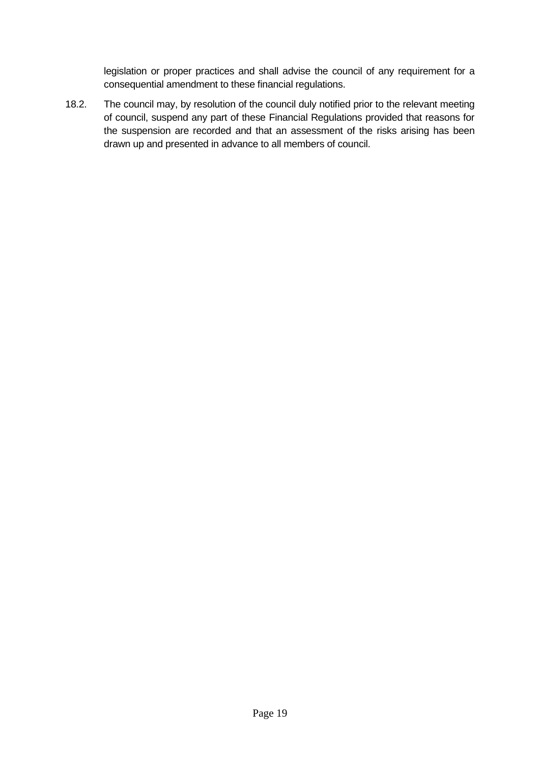legislation or proper practices and shall advise the council of any requirement for a consequential amendment to these financial regulations.

18.2. The council may, by resolution of the council duly notified prior to the relevant meeting of council, suspend any part of these Financial Regulations provided that reasons for the suspension are recorded and that an assessment of the risks arising has been drawn up and presented in advance to all members of council.